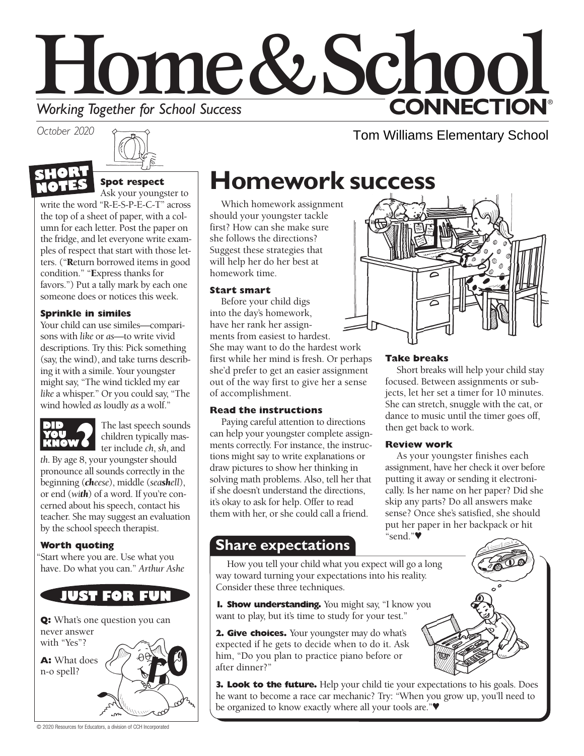# Home & School CONNECTION®

*Working Together for School Success*

*October 2020*

Tom Williams Elementary School

## SHORT NOTES

**Spot respect**

Ask your youngster to write the word "R-E-S-P-E-C-T" across the top of a sheet of paper, with a column for each letter. Post the paper on the fridge, and let everyone write examples of respect that start with those letters. ("**R**eturn borrowed items in good condition." "**E**xpress thanks for favors.") Put a tally mark by each one someone does or notices this week.

**Sprinkle in similes**

Your child can use similes—comparisons with *like* or *as*—to write vivid descriptions. Try this: Pick something (say, the wind), and take turns describing it with a simile. Your youngster might say, "The wind tickled my ear *like* a whisper." Or you could say, "The wind howled *as* loudly *as* a wolf."

**DID YOU KNOW?**

The last speech sounds children typically master include *ch*, *sh*, and *th*. By age 8, your youngster should pronounce all sounds correctly in the beginning (***ch**eese*), middle (*sea**sh**ell*), or end (*wi**th***) of a word. If you're concerned about his speech, contact his teacher. She may suggest an evaluation by the school speech therapist.

**Worth quoting**

"Start where you are. Use what you have. Do what you can." *Arthur Ashe*

## JUST FOR FUN

**Q:** What's one question you can never answer with "Yes"?

**A:** What does n-o spell?

# Homework success

Which homework assignment should your youngster tackle first? How can she make sure she follows the directions? Suggest these strategies that will help her do her best at homework time.

### Start smart

Before your child digs into the day's homework, have her rank her assignments from easiest to hardest. She may want to do the hardest work first while her mind is fresh. Or perhaps she'd prefer to get an easier assignment out of the way first to give her a sense of accomplishment.

### Read the instructions

Paying careful attention to directions can help your youngster complete assignments correctly. For instance, the instructions might say to write explanations or draw pictures to show her thinking in solving math problems. Also, tell her that if she doesn't understand the directions, it's okay to ask for help. Offer to read them with her, or she could call a friend.

### Take breaks

Short breaks will help your child stay focused. Between assignments or subjects, let her set a timer for 10 minutes. She can stretch, snuggle with the cat, or dance to music until the timer goes off, then get back to work.

### Review work

As your youngster finishes each assignment, have her check it over before putting it away or sending it electronically. Is her name on her paper? Did she skip any parts? Do all answers make sense? Once she's satisfied, she should put her paper in her backpack or hit "send."♥

## Share expectations

How you tell your child what you expect will go a long way toward turning your expectations into his reality. Consider these three techniques.

**1. Show understanding.** You might say, "I know you want to play, but it's time to study for your test."

**2. Give choices.** Your youngster may do what's expected if he gets to decide when to do it. Ask him, "Do you plan to practice piano before or after dinner?"

**3. Look to the future.** Help your child tie your expectations to his goals. Does he want to become a race car mechanic? Try: "When you grow up, you'll need to be organized to know exactly where all your tools are."♥

© 2020 Resources for Educators, a division of CCH Incorporated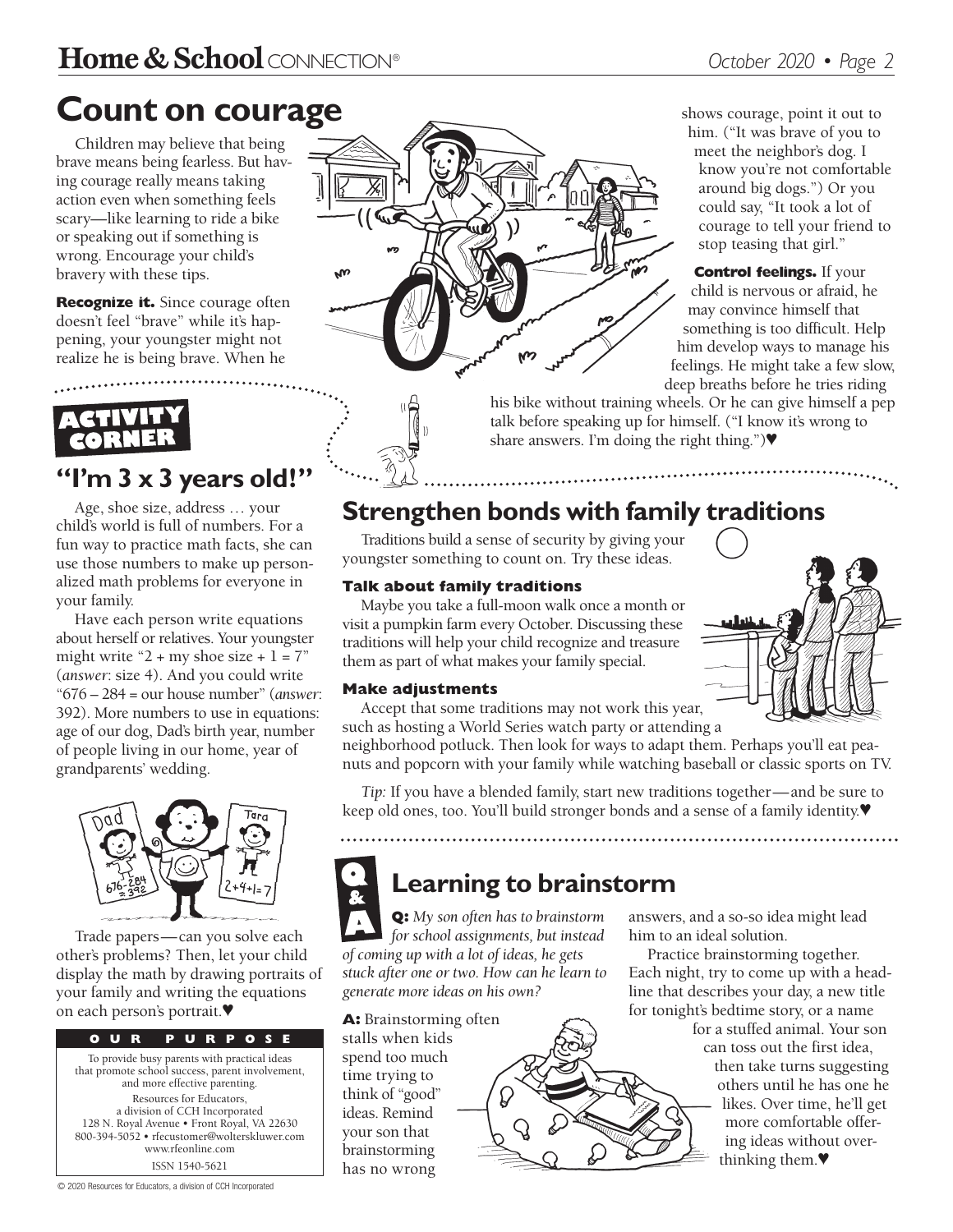# Count on courage

Children may believe that being brave means being fearless. But having courage really means taking action even when something feels scary—like learning to ride a bike or speaking out if something is wrong. Encourage your child's bravery with these tips.

**Recognize it.** Since courage often doesn't feel "brave" while it's happening, your youngster might not realize he is being brave. When he shows courage, point it out to him. ("It was brave of you to meet the neighbor's dog. I know you're not comfortable around big dogs.") Or you could say, "It took a lot of courage to tell your friend to stop teasing that girl."

**Control feelings.** If your child is nervous or afraid, he may convince himself that something is too difficult. Help him develop ways to manage his feelings. He might take a few slow, deep breaths before he tries riding his bike without training wheels. Or he can give himself a pep talk before speaking up for himself. ("I know it's wrong to share answers. I'm doing the right thing.")♥

## ACTIVITY CORNER

## "I'm 3 x 3 years old!"

Age, shoe size, address … your child's world is full of numbers. For a fun way to practice math facts, she can use those numbers to make up personalized math problems for everyone in your family.

Have each person write equations about herself or relatives. Your youngster might write "2 + my shoe size + 1 = 7" (*answer*: size 4). And you could write "676 – 284 = our house number" (*answer*: 392). More numbers to use in equations: age of our dog, Dad's birth year, number of people living in our home, year of grandparents' wedding.

Trade papers—can you solve each other's problems? Then, let your child display the math by drawing portraits of your family and writing the equations on each person's portrait.♥

## Strengthen bonds with family traditions

Traditions build a sense of security by giving your youngster something to count on. Try these ideas.

### Talk about family traditions

Maybe you take a full-moon walk once a month or visit a pumpkin farm every October. Discussing these traditions will help your child recognize and treasure them as part of what makes your family special.

### Make adjustments

Accept that some traditions may not work this year, such as hosting a World Series watch party or attending a neighborhood potluck. Then look for ways to adapt them. Perhaps you'll eat peanuts and popcorn with your family while watching baseball or classic sports on TV.

*Tip:* If you have a blended family, start new traditions together—and be sure to keep old ones, too. You'll build stronger bonds and a sense of a family identity.♥

## Q & A: Learning to brainstorm

**Q:** *My son often has to brainstorm for school assignments, but instead of coming up with a lot of ideas, he gets stuck after one or two. How can he learn to generate more ideas on his own?*

**A:** Brainstorming often stalls when kids spend too much time trying to think of "good" ideas. Remind your son that brainstorming has no wrong answers, and a so-so idea might lead him to an ideal solution.

Practice brainstorming together. Each night, try to come up with a headline that describes your day, a new title for tonight's bedtime story, or a name for a stuffed animal. Your son can toss out the first idea, then take turns suggesting others until he has one he likes. Over time, he'll get more comfortable offering ideas without overthinking them.♥

**OUR PURPOSE**

To provide busy parents with practical ideas that promote school success, parent involvement, and more effective parenting.

Resources for Educators, a division of CCH Incorporated
128 N. Royal Avenue • Front Royal, VA 22630
800-394-5052 • rfecustomer@wolterskluwer.com
www.rfeonline.com
ISSN 1540-5621

© 2020 Resources for Educators, a division of CCH Incorporated